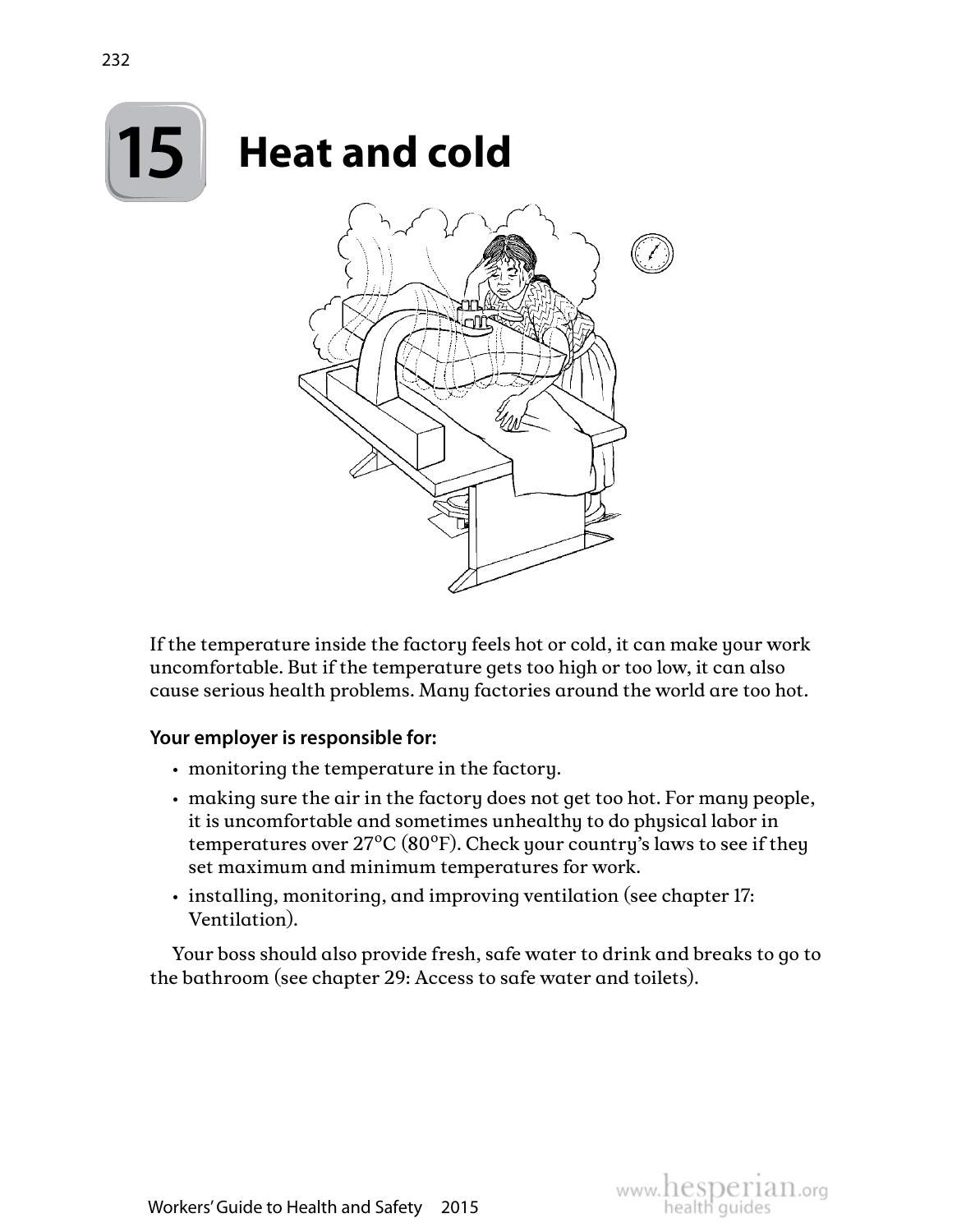# 15 Heat and cold

If the temperature inside the factory feels hot or cold, it can make your work uncomfortable. But if the temperature gets too high or too low, it can also cause serious health problems. Many factories around the world are too hot.

**Your employer is responsible for:**

- monitoring the temperature in the factory.
- making sure the air in the factory does not get too hot. For many people, it is uncomfortable and sometimes unhealthy to do physical labor in temperatures over 27°C (80°F). Check your country's laws to see if they set maximum and minimum temperatures for work.
- installing, monitoring, and improving ventilation (see chapter 17: Ventilation).

Your boss should also provide fresh, safe water to drink and breaks to go to the bathroom (see chapter 29: Access to safe water and toilets).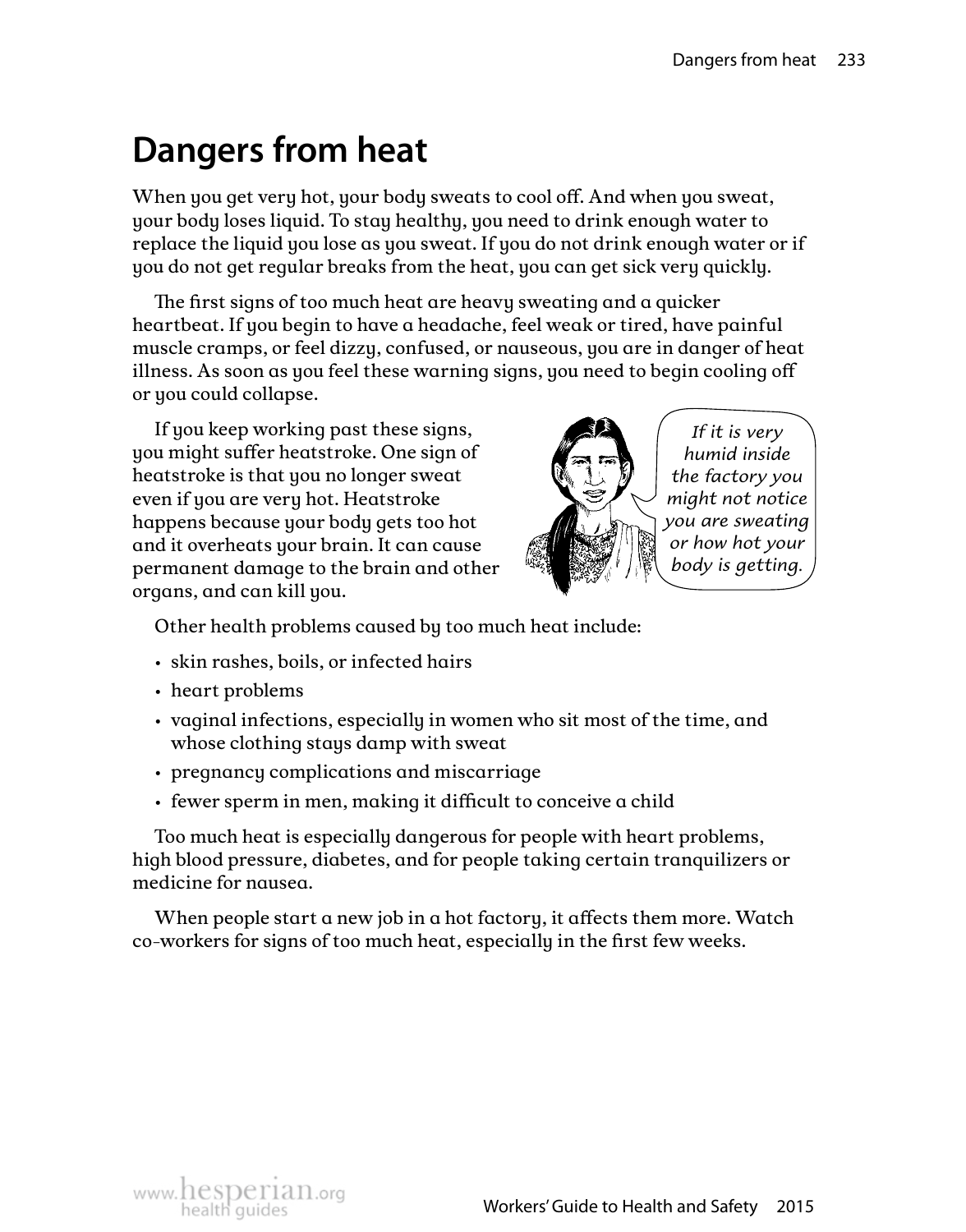# Dangers from heat

When you get very hot, your body sweats to cool off. And when you sweat, your body loses liquid. To stay healthy, you need to drink enough water to replace the liquid you lose as you sweat. If you do not drink enough water or if you do not get regular breaks from the heat, you can get sick very quickly.

The first signs of too much heat are heavy sweating and a quicker heartbeat. If you begin to have a headache, feel weak or tired, have painful muscle cramps, or feel dizzy, confused, or nauseous, you are in danger of heat illness. As soon as you feel these warning signs, you need to begin cooling off or you could collapse.

If you keep working past these signs, you might suffer heatstroke. One sign of heatstroke is that you no longer sweat even if you are very hot. Heatstroke happens because your body gets too hot and it overheats your brain. It can cause permanent damage to the brain and other organs, and can kill you.

*If it is very humid inside the factory you might not notice you are sweating or how hot your body is getting.*

Other health problems caused by too much heat include:

- skin rashes, boils, or infected hairs
- heart problems
- vaginal infections, especially in women who sit most of the time, and whose clothing stays damp with sweat
- pregnancy complications and miscarriage
- fewer sperm in men, making it difficult to conceive a child

Too much heat is especially dangerous for people with heart problems, high blood pressure, diabetes, and for people taking certain tranquilizers or medicine for nausea.

When people start a new job in a hot factory, it affects them more. Watch co-workers for signs of too much heat, especially in the first few weeks.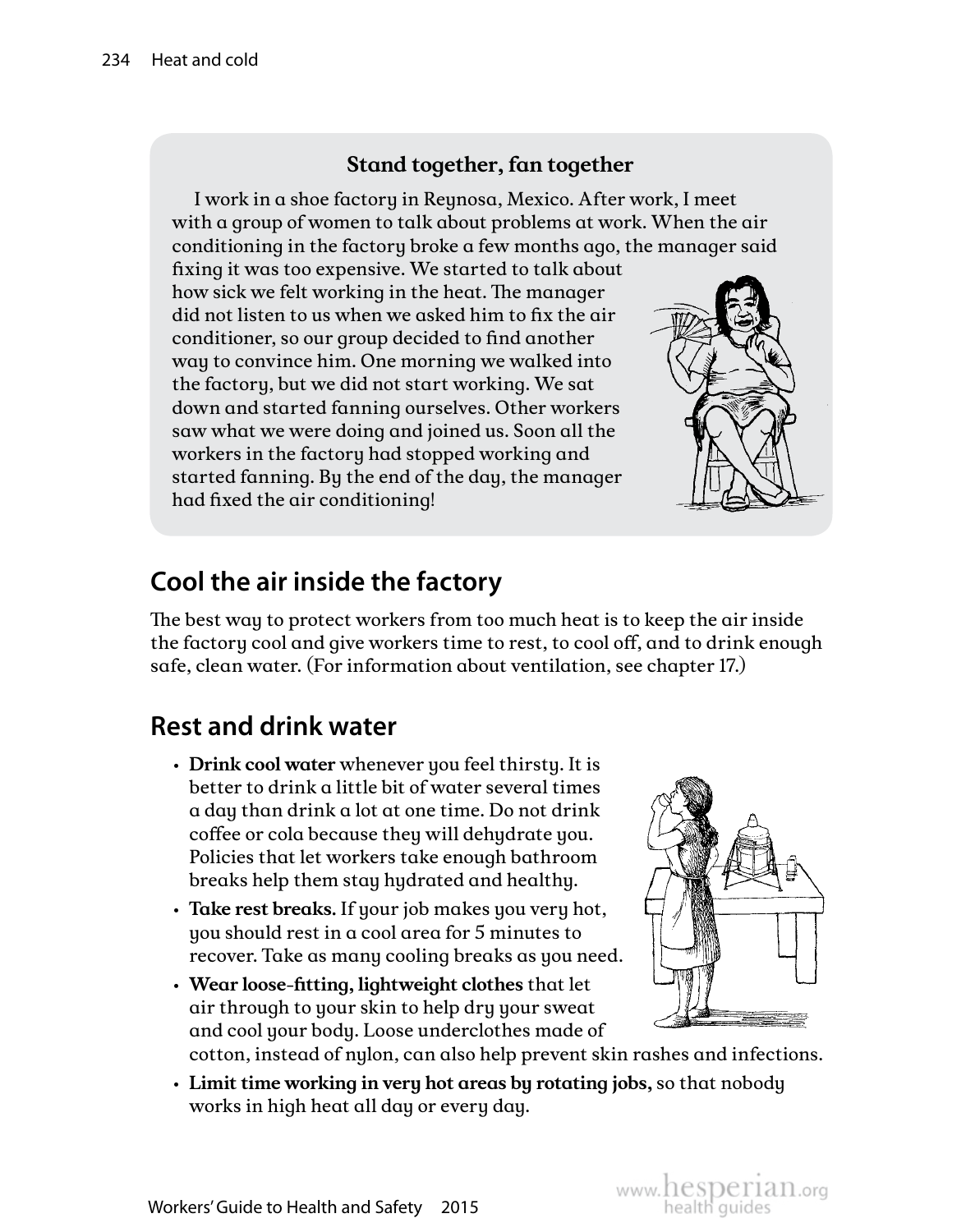### Stand together, fan together

I work in a shoe factory in Reynosa, Mexico. After work, I meet with a group of women to talk about problems at work. When the air conditioning in the factory broke a few months ago, the manager said fixing it was too expensive. We started to talk about how sick we felt working in the heat. The manager did not listen to us when we asked him to fix the air conditioner, so our group decided to find another way to convince him. One morning we walked into the factory, but we did not start working. We sat down and started fanning ourselves. Other workers saw what we were doing and joined us. Soon all the workers in the factory had stopped working and started fanning. By the end of the day, the manager had fixed the air conditioning!

## Cool the air inside the factory

The best way to protect workers from too much heat is to keep the air inside the factory cool and give workers time to rest, to cool off, and to drink enough safe, clean water. (For information about ventilation, see chapter 17.)

## Rest and drink water

- **Drink cool water** whenever you feel thirsty. It is better to drink a little bit of water several times a day than drink a lot at one time. Do not drink coffee or cola because they will dehydrate you. Policies that let workers take enough bathroom breaks help them stay hydrated and healthy.
- **Take rest breaks.** If your job makes you very hot, you should rest in a cool area for 5 minutes to recover. Take as many cooling breaks as you need.
- **Wear loose-fitting, lightweight clothes** that let air through to your skin to help dry your sweat and cool your body. Loose underclothes made of cotton, instead of nylon, can also help prevent skin rashes and infections.
- **Limit time working in very hot areas by rotating jobs,** so that nobody works in high heat all day or every day.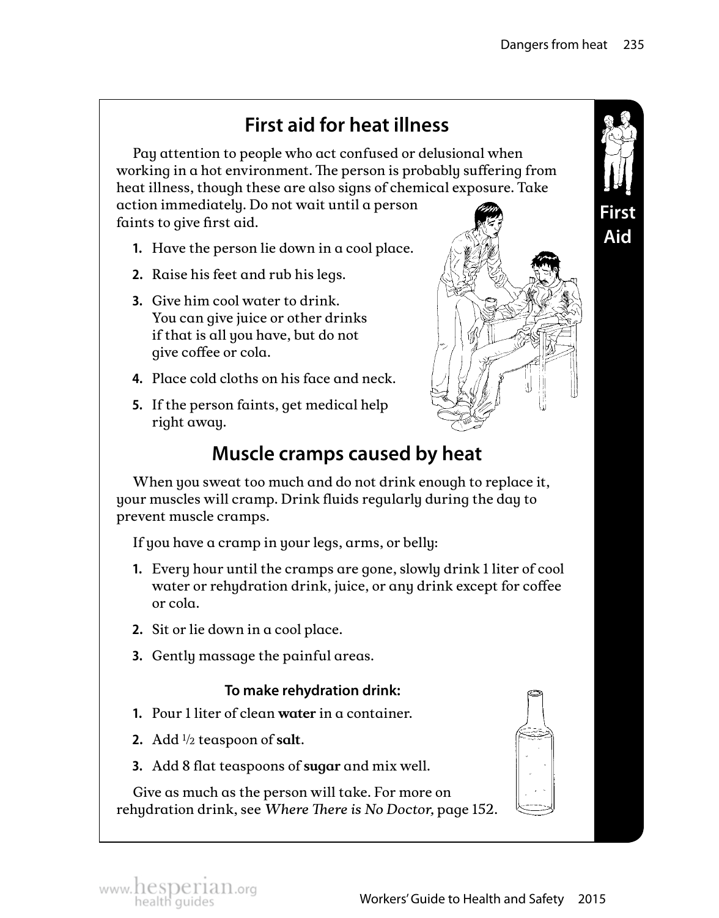## First aid for heat illness

Pay attention to people who act confused or delusional when working in a hot environment. The person is probably suffering from heat illness, though these are also signs of chemical exposure. Take action immediately. Do not wait until a person faints to give first aid.

1. Have the person lie down in a cool place.
2. Raise his feet and rub his legs.
3. Give him cool water to drink. You can give juice or other drinks if that is all you have, but do not give coffee or cola.
4. Place cold cloths on his face and neck.
5. If the person faints, get medical help right away.

## Muscle cramps caused by heat

When you sweat too much and do not drink enough to replace it, your muscles will cramp. Drink fluids regularly during the day to prevent muscle cramps.

If you have a cramp in your legs, arms, or belly:

1. Every hour until the cramps are gone, slowly drink 1 liter of cool water or rehydration drink, juice, or any drink except for coffee or cola.
2. Sit or lie down in a cool place.
3. Gently massage the painful areas.

### To make rehydration drink:

1. Pour 1 liter of clean **water** in a container.
2. Add ½ teaspoon of **salt**.
3. Add 8 flat teaspoons of **sugar** and mix well.

Give as much as the person will take. For more on rehydration drink, see *Where There is No Doctor,* page 152.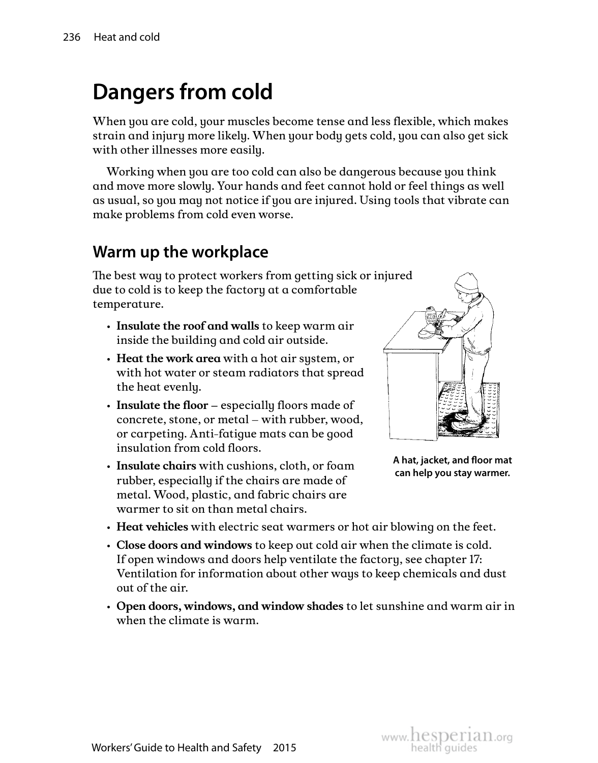# Dangers from cold

When you are cold, your muscles become tense and less flexible, which makes strain and injury more likely. When your body gets cold, you can also get sick with other illnesses more easily.

Working when you are too cold can also be dangerous because you think and move more slowly. Your hands and feet cannot hold or feel things as well as usual, so you may not notice if you are injured. Using tools that vibrate can make problems from cold even worse.

## Warm up the workplace

The best way to protect workers from getting sick or injured due to cold is to keep the factory at a comfortable temperature.

- **Insulate the roof and walls** to keep warm air inside the building and cold air outside.
- **Heat the work area** with a hot air system, or with hot water or steam radiators that spread the heat evenly.
- **Insulate the floor** – especially floors made of concrete, stone, or metal – with rubber, wood, or carpeting. Anti-fatigue mats can be good insulation from cold floors.
- **Insulate chairs** with cushions, cloth, or foam rubber, especially if the chairs are made of metal. Wood, plastic, and fabric chairs are warmer to sit on than metal chairs.
- **Heat vehicles** with electric seat warmers or hot air blowing on the feet.
- **Close doors and windows** to keep out cold air when the climate is cold. If open windows and doors help ventilate the factory, see chapter 17: Ventilation for information about other ways to keep chemicals and dust out of the air.
- **Open doors, windows, and window shades** to let sunshine and warm air in when the climate is warm.

**A hat, jacket, and floor mat can help you stay warmer.**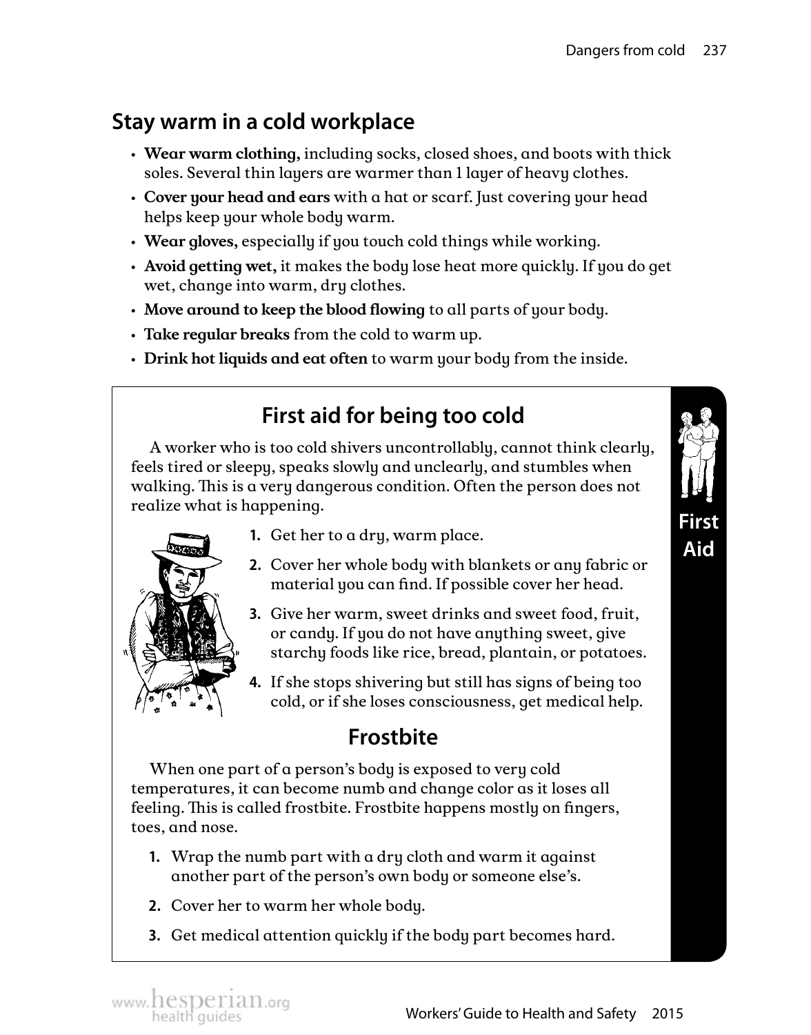## Stay warm in a cold workplace

- **Wear warm clothing,** including socks, closed shoes, and boots with thick soles. Several thin layers are warmer than 1 layer of heavy clothes.
- **Cover your head and ears** with a hat or scarf. Just covering your head helps keep your whole body warm.
- **Wear gloves,** especially if you touch cold things while working.
- **Avoid getting wet,** it makes the body lose heat more quickly. If you do get wet, change into warm, dry clothes.
- **Move around to keep the blood flowing** to all parts of your body.
- **Take regular breaks** from the cold to warm up.
- **Drink hot liquids and eat often** to warm your body from the inside.

### First aid for being too cold

First Aid

A worker who is too cold shivers uncontrollably, cannot think clearly, feels tired or sleepy, speaks slowly and unclearly, and stumbles when walking. This is a very dangerous condition. Often the person does not realize what is happening.

1. Get her to a dry, warm place.
2. Cover her whole body with blankets or any fabric or material you can find. If possible cover her head.
3. Give her warm, sweet drinks and sweet food, fruit, or candy. If you do not have anything sweet, give starchy foods like rice, bread, plantain, or potatoes.
4. If she stops shivering but still has signs of being too cold, or if she loses consciousness, get medical help.

### Frostbite

When one part of a person's body is exposed to very cold temperatures, it can become numb and change color as it loses all feeling. This is called frostbite. Frostbite happens mostly on fingers, toes, and nose.

1. Wrap the numb part with a dry cloth and warm it against another part of the person's own body or someone else's.
2. Cover her to warm her whole body.
3. Get medical attention quickly if the body part becomes hard.